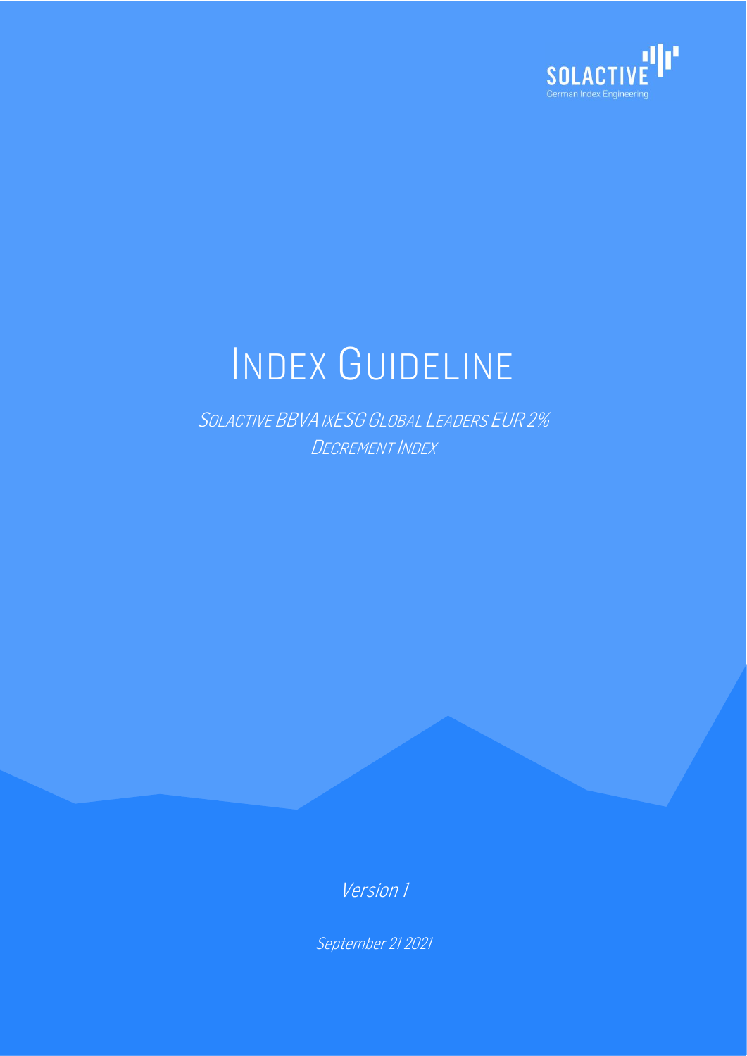# INDEX GUIDELINE

## SOLACTIVE BBVA IXESG GLOBAL LEADERS EUR 2% DECREMENT INDEX

*Version 1*

*September 21 2021*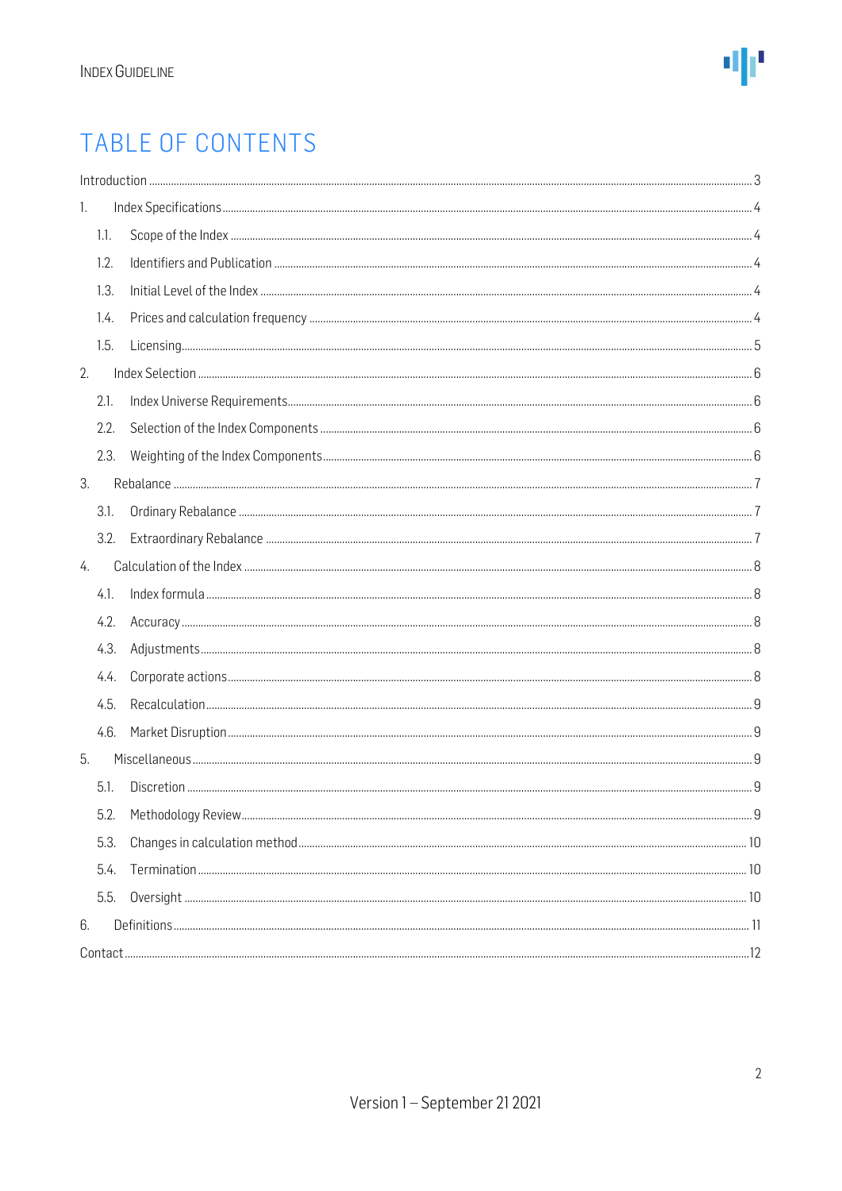# TABLE OF CONTENTS

Introduction ... 3

1. Index Specifications ... 4
   - 1.1. Scope of the Index ... 4
   - 1.2. Identifiers and Publication ... 4
   - 1.3. Initial Level of the Index ... 4
   - 1.4. Prices and calculation frequency ... 4
   - 1.5. Licensing ... 5
2. Index Selection ... 6
   - 2.1. Index Universe Requirements ... 6
   - 2.2. Selection of the Index Components ... 6
   - 2.3. Weighting of the Index Components ... 6
3. Rebalance ... 7
   - 3.1. Ordinary Rebalance ... 7
   - 3.2. Extraordinary Rebalance ... 7
4. Calculation of the Index ... 8
   - 4.1. Index formula ... 8
   - 4.2. Accuracy ... 8
   - 4.3. Adjustments ... 8
   - 4.4. Corporate actions ... 8
   - 4.5. Recalculation ... 9
   - 4.6. Market Disruption ... 9
5. Miscellaneous ... 9
   - 5.1. Discretion ... 9
   - 5.2. Methodology Review ... 9
   - 5.3. Changes in calculation method ... 10
   - 5.4. Termination ... 10
   - 5.5. Oversight ... 10
6. Definitions ... 11

Contact ... 12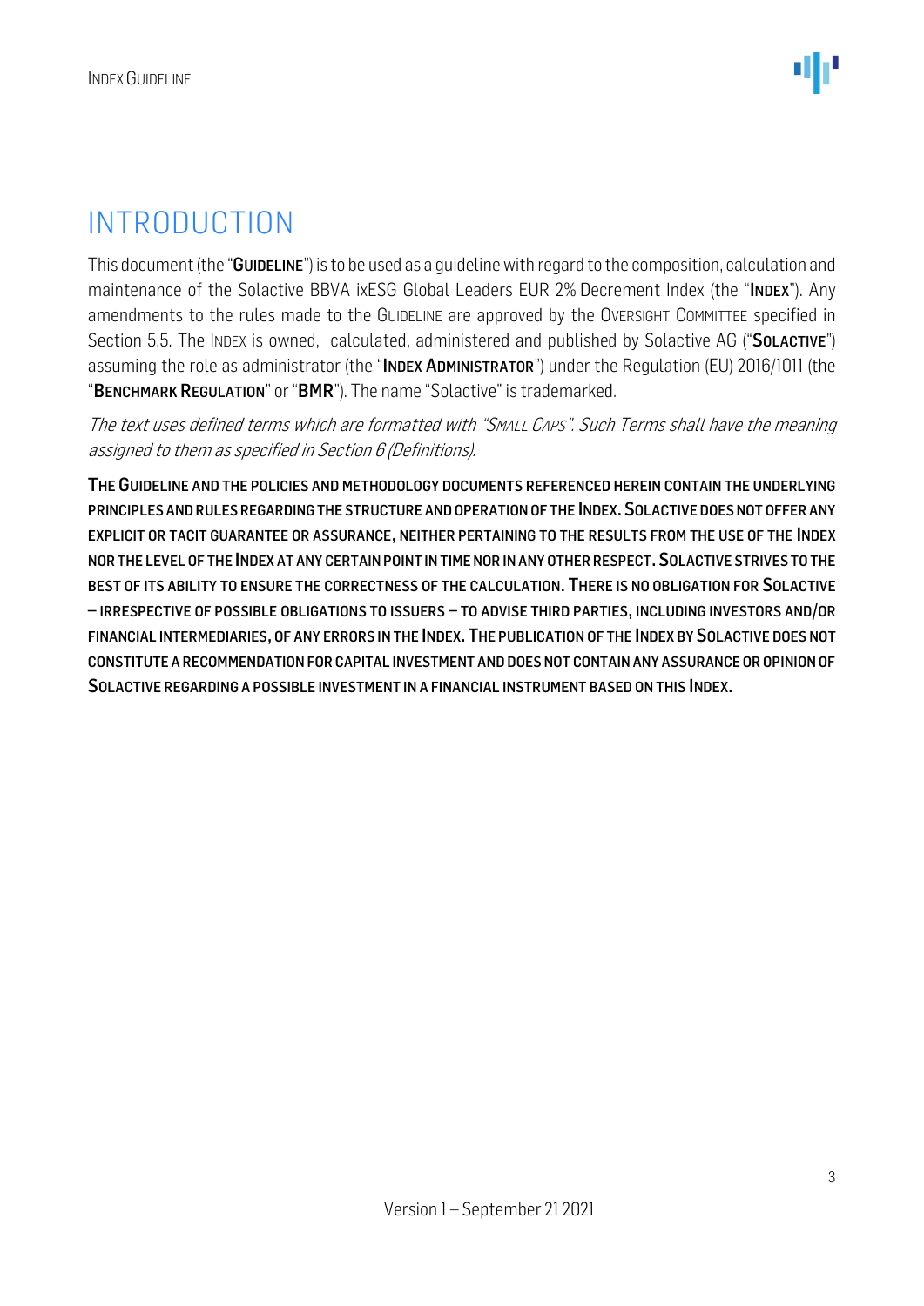# INTRODUCTION

This document (the "**GUIDELINE**") is to be used as a guideline with regard to the composition, calculation and maintenance of the Solactive BBVA ixESG Global Leaders EUR 2% Decrement Index (the "**INDEX**"). Any amendments to the rules made to the GUIDELINE are approved by the OVERSIGHT COMMITTEE specified in Section 5.5. The INDEX is owned, calculated, administered and published by Solactive AG ("**SOLACTIVE**") assuming the role as administrator (the "**INDEX ADMINISTRATOR**") under the Regulation (EU) 2016/1011 (the "**BENCHMARK REGULATION**" or "**BMR**"). The name "Solactive" is trademarked.

*The text uses defined terms which are formatted with "SMALL CAPS". Such Terms shall have the meaning assigned to them as specified in Section 6 (Definitions).*

**THE GUIDELINE AND THE POLICIES AND METHODOLOGY DOCUMENTS REFERENCED HEREIN CONTAIN THE UNDERLYING PRINCIPLES AND RULES REGARDING THE STRUCTURE AND OPERATION OF THE INDEX. SOLACTIVE DOES NOT OFFER ANY EXPLICIT OR TACIT GUARANTEE OR ASSURANCE, NEITHER PERTAINING TO THE RESULTS FROM THE USE OF THE INDEX NOR THE LEVEL OF THE INDEX AT ANY CERTAIN POINT IN TIME NOR IN ANY OTHER RESPECT. SOLACTIVE STRIVES TO THE BEST OF ITS ABILITY TO ENSURE THE CORRECTNESS OF THE CALCULATION. THERE IS NO OBLIGATION FOR SOLACTIVE – IRRESPECTIVE OF POSSIBLE OBLIGATIONS TO ISSUERS – TO ADVISE THIRD PARTIES, INCLUDING INVESTORS AND/OR FINANCIAL INTERMEDIARIES, OF ANY ERRORS IN THE INDEX. THE PUBLICATION OF THE INDEX BY SOLACTIVE DOES NOT CONSTITUTE A RECOMMENDATION FOR CAPITAL INVESTMENT AND DOES NOT CONTAIN ANY ASSURANCE OR OPINION OF SOLACTIVE REGARDING A POSSIBLE INVESTMENT IN A FINANCIAL INSTRUMENT BASED ON THIS INDEX.**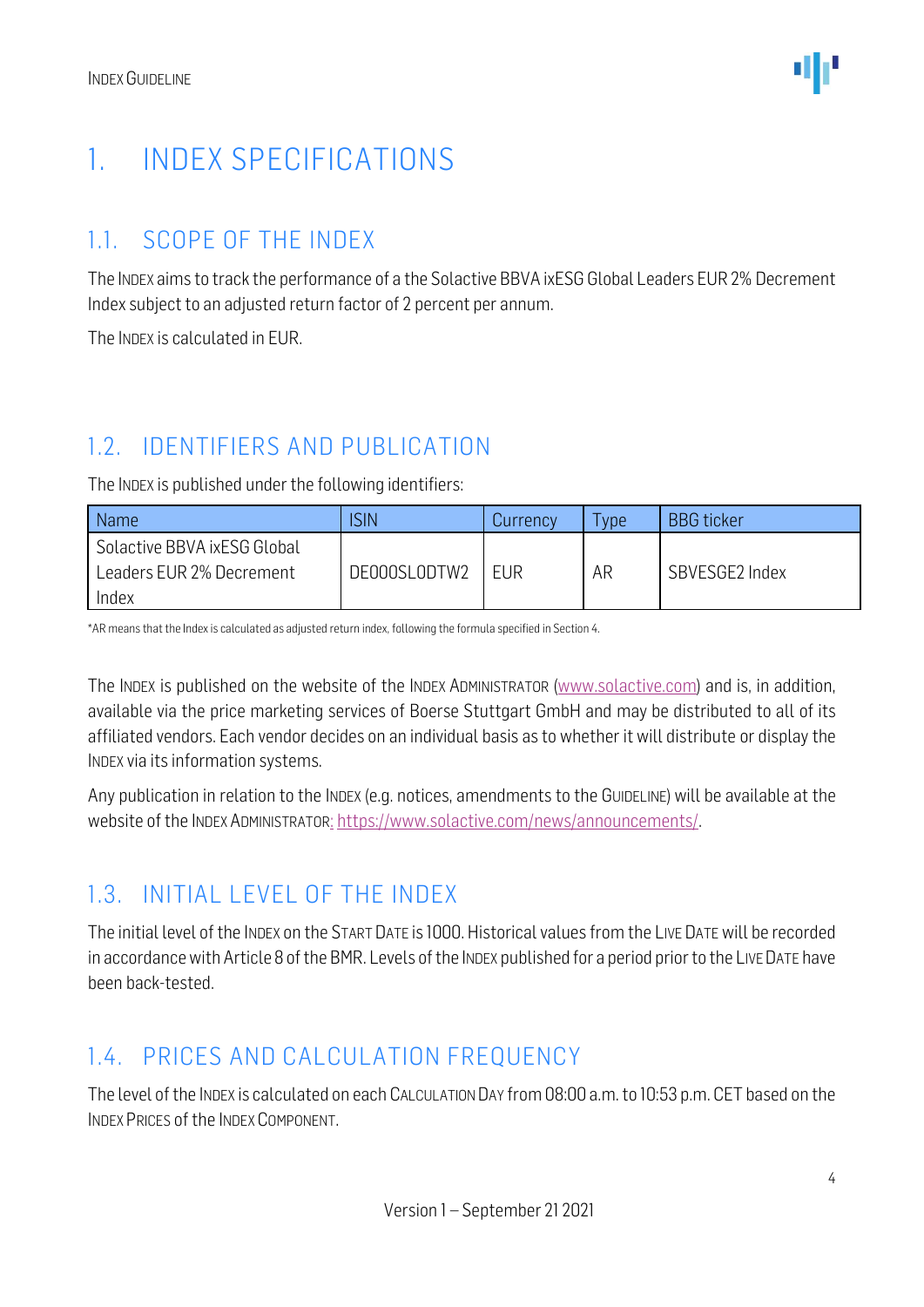# 1. INDEX SPECIFICATIONS

## 1.1. SCOPE OF THE INDEX

The INDEX aims to track the performance of a the Solactive BBVA ixESG Global Leaders EUR 2% Decrement Index subject to an adjusted return factor of 2 percent per annum.

The INDEX is calculated in EUR.

## 1.2. IDENTIFIERS AND PUBLICATION

The INDEX is published under the following identifiers:

| Name | ISIN | Currency | Type | BBG ticker |
|---|---|---|---|---|
| Solactive BBVA ixESG Global Leaders EUR 2% Decrement Index | DE000SL0DTW2 | EUR | AR | SBVESGE2 Index |

*AR means that the Index is calculated as adjusted return index, following the formula specified in Section 4.

The INDEX is published on the website of the INDEX ADMINISTRATOR (www.solactive.com) and is, in addition, available via the price marketing services of Boerse Stuttgart GmbH and may be distributed to all of its affiliated vendors. Each vendor decides on an individual basis as to whether it will distribute or display the INDEX via its information systems.

Any publication in relation to the INDEX (e.g. notices, amendments to the GUIDELINE) will be available at the website of the INDEX ADMINISTRATOR: https://www.solactive.com/news/announcements/.

## 1.3. INITIAL LEVEL OF THE INDEX

The initial level of the INDEX on the START DATE is 1000. Historical values from the LIVE DATE will be recorded in accordance with Article 8 of the BMR. Levels of the INDEX published for a period prior to the LIVE DATE have been back-tested.

## 1.4. PRICES AND CALCULATION FREQUENCY

The level of the INDEX is calculated on each CALCULATION DAY from 08:00 a.m. to 10:53 p.m. CET based on the INDEX PRICES of the INDEX COMPONENT.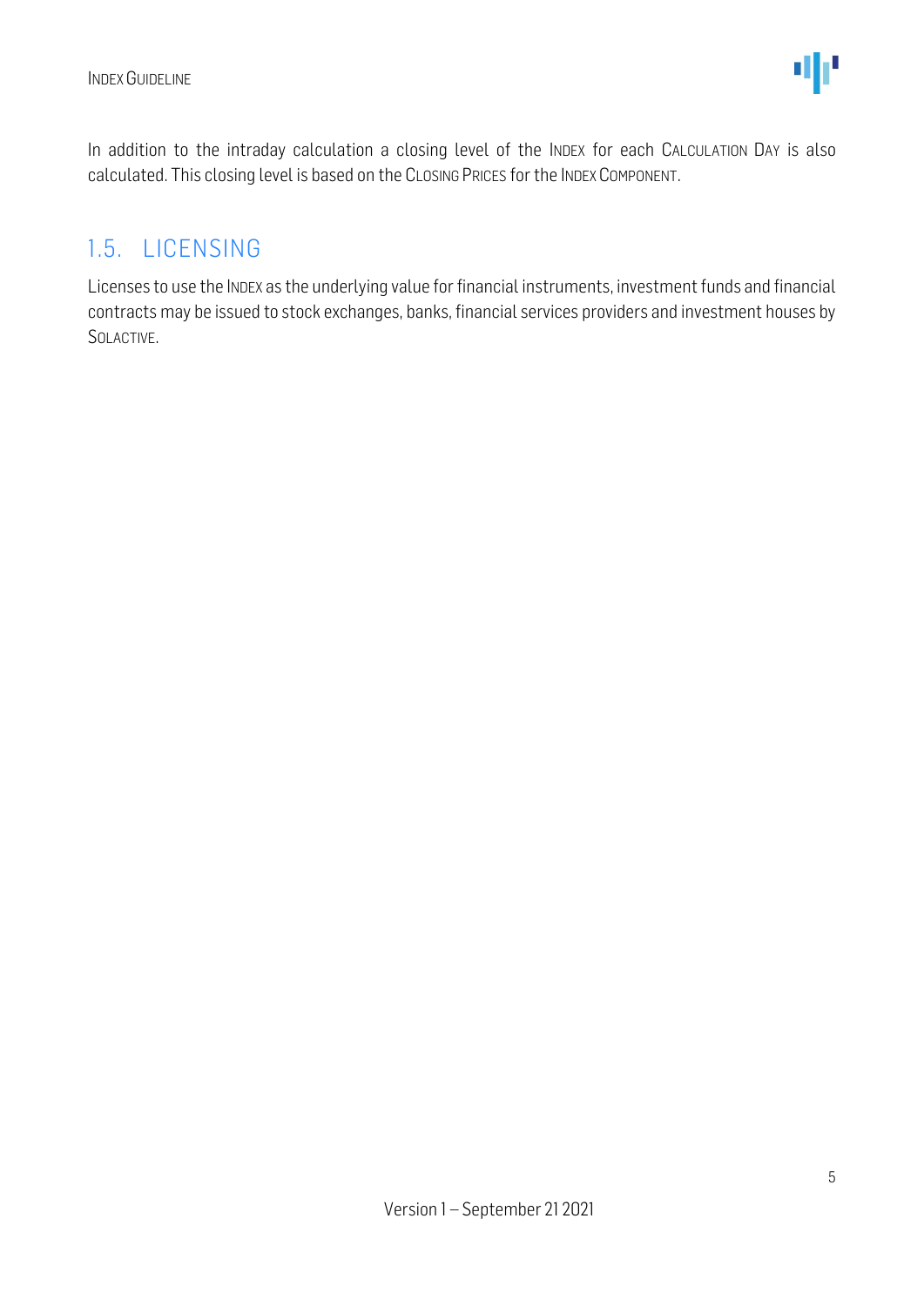In addition to the intraday calculation a closing level of the INDEX for each CALCULATION DAY is also calculated. This closing level is based on the CLOSING PRICES for the INDEX COMPONENT.

## 1.5. LICENSING

Licenses to use the INDEX as the underlying value for financial instruments, investment funds and financial contracts may be issued to stock exchanges, banks, financial services providers and investment houses by SOLACTIVE.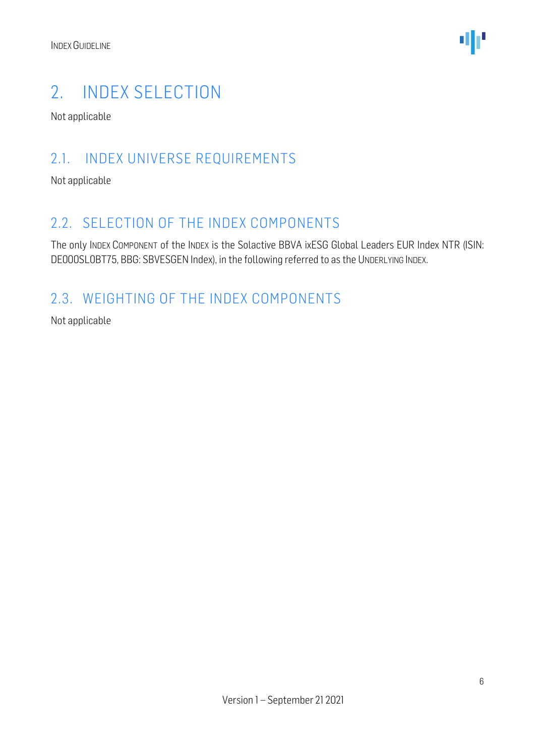# 2. INDEX SELECTION

Not applicable

## 2.1. INDEX UNIVERSE REQUIREMENTS

Not applicable

## 2.2. SELECTION OF THE INDEX COMPONENTS

The only INDEX COMPONENT of the INDEX is the Solactive BBVA ixESG Global Leaders EUR Index NTR (ISIN: DE000SL0BT75, BBG: SBVESGEN Index), in the following referred to as the UNDERLYING INDEX.

## 2.3. WEIGHTING OF THE INDEX COMPONENTS

Not applicable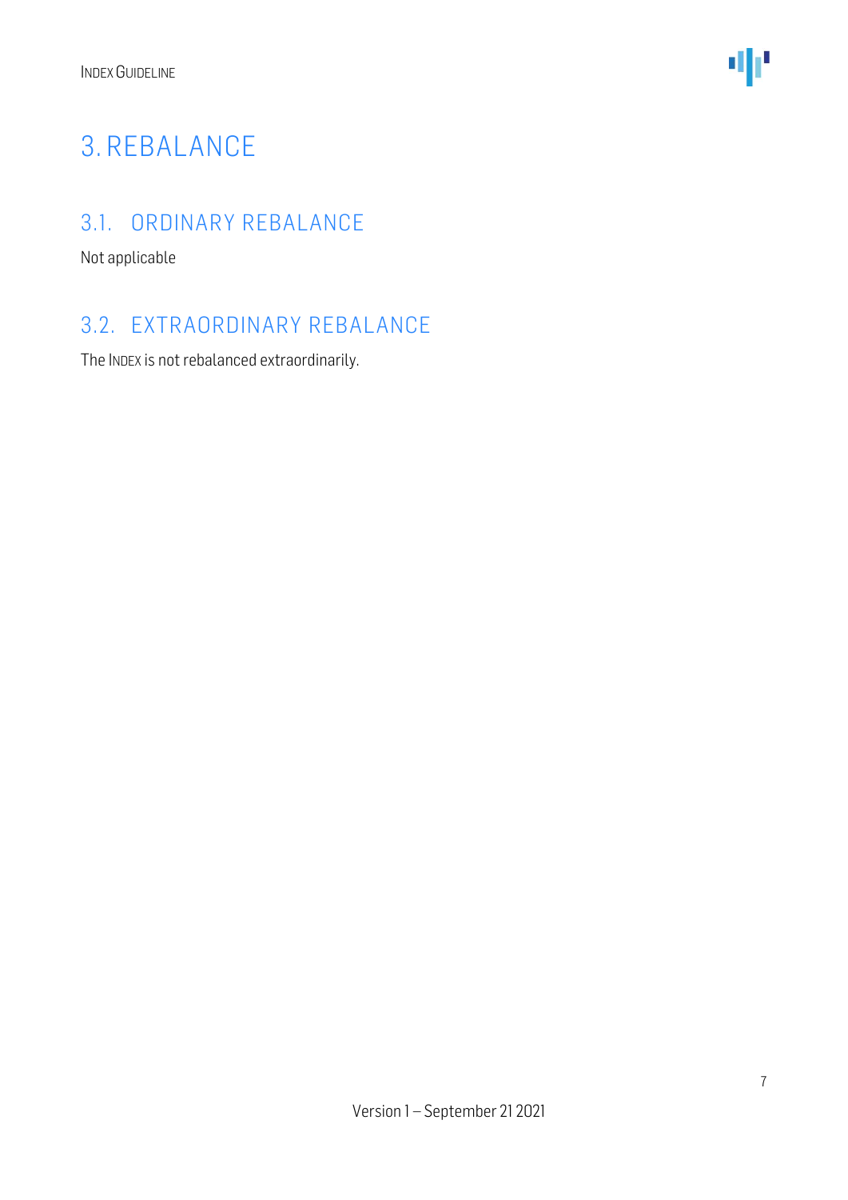# 3. REBALANCE

## 3.1. ORDINARY REBALANCE

Not applicable

## 3.2. EXTRAORDINARY REBALANCE

The INDEX is not rebalanced extraordinarily.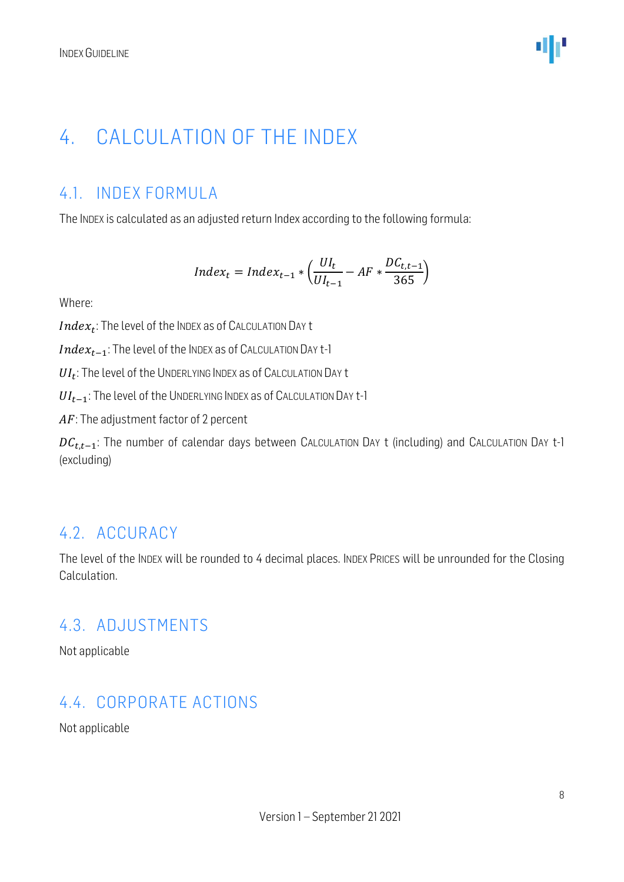# 4. CALCULATION OF THE INDEX

## 4.1. INDEX FORMULA

The INDEX is calculated as an adjusted return Index according to the following formula:

$$Index_t = Index_{t-1} * \left(\frac{UI_t}{UI_{t-1}} - AF * \frac{DC_{t,t-1}}{365}\right)$$

Where:

$Index_t$: The level of the INDEX as of CALCULATION DAY t

$Index_{t-1}$: The level of the INDEX as of CALCULATION DAY t-1

$UI_t$: The level of the UNDERLYING INDEX as of CALCULATION DAY t

$UI_{t-1}$: The level of the UNDERLYING INDEX as of CALCULATION DAY t-1

$AF$: The adjustment factor of 2 percent

$DC_{t,t-1}$: The number of calendar days between CALCULATION DAY t (including) and CALCULATION DAY t-1 (excluding)

## 4.2. ACCURACY

The level of the INDEX will be rounded to 4 decimal places. INDEX PRICES will be unrounded for the Closing Calculation.

## 4.3. ADJUSTMENTS

Not applicable

## 4.4. CORPORATE ACTIONS

Not applicable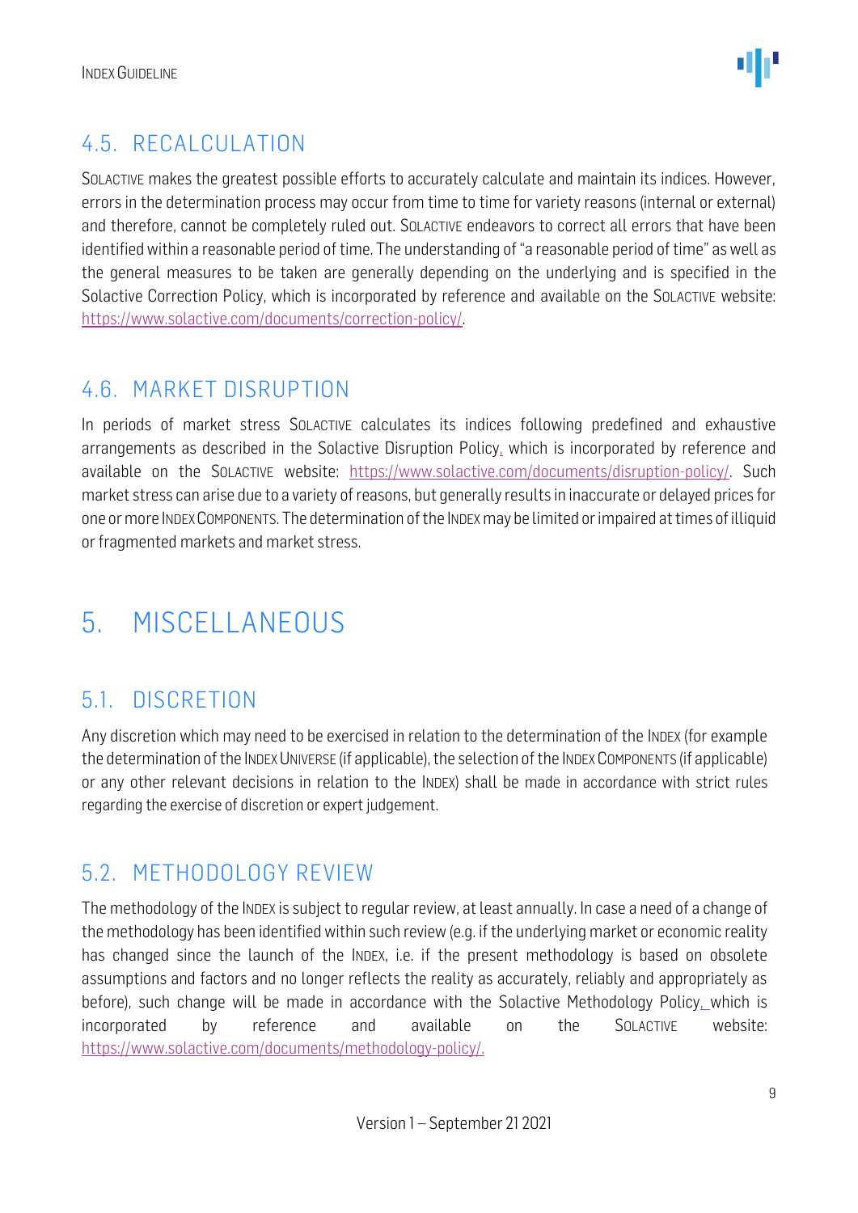## 4.5. RECALCULATION

SOLACTIVE makes the greatest possible efforts to accurately calculate and maintain its indices. However, errors in the determination process may occur from time to time for variety reasons (internal or external) and therefore, cannot be completely ruled out. SOLACTIVE endeavors to correct all errors that have been identified within a reasonable period of time. The understanding of "a reasonable period of time" as well as the general measures to be taken are generally depending on the underlying and is specified in the Solactive Correction Policy, which is incorporated by reference and available on the SOLACTIVE website: https://www.solactive.com/documents/correction-policy/.

## 4.6. MARKET DISRUPTION

In periods of market stress SOLACTIVE calculates its indices following predefined and exhaustive arrangements as described in the Solactive Disruption Policy, which is incorporated by reference and available on the SOLACTIVE website: https://www.solactive.com/documents/disruption-policy/. Such market stress can arise due to a variety of reasons, but generally results in inaccurate or delayed prices for one or more INDEX COMPONENTS. The determination of the INDEX may be limited or impaired at times of illiquid or fragmented markets and market stress.

# 5. MISCELLANEOUS

## 5.1. DISCRETION

Any discretion which may need to be exercised in relation to the determination of the INDEX (for example the determination of the INDEX UNIVERSE (if applicable), the selection of the INDEX COMPONENTS (if applicable) or any other relevant decisions in relation to the INDEX) shall be made in accordance with strict rules regarding the exercise of discretion or expert judgement.

## 5.2. METHODOLOGY REVIEW

The methodology of the INDEX is subject to regular review, at least annually. In case a need of a change of the methodology has been identified within such review (e.g. if the underlying market or economic reality has changed since the launch of the INDEX, i.e. if the present methodology is based on obsolete assumptions and factors and no longer reflects the reality as accurately, reliably and appropriately as before), such change will be made in accordance with the Solactive Methodology Policy, which is incorporated by reference and available on the SOLACTIVE website: https://www.solactive.com/documents/methodology-policy/.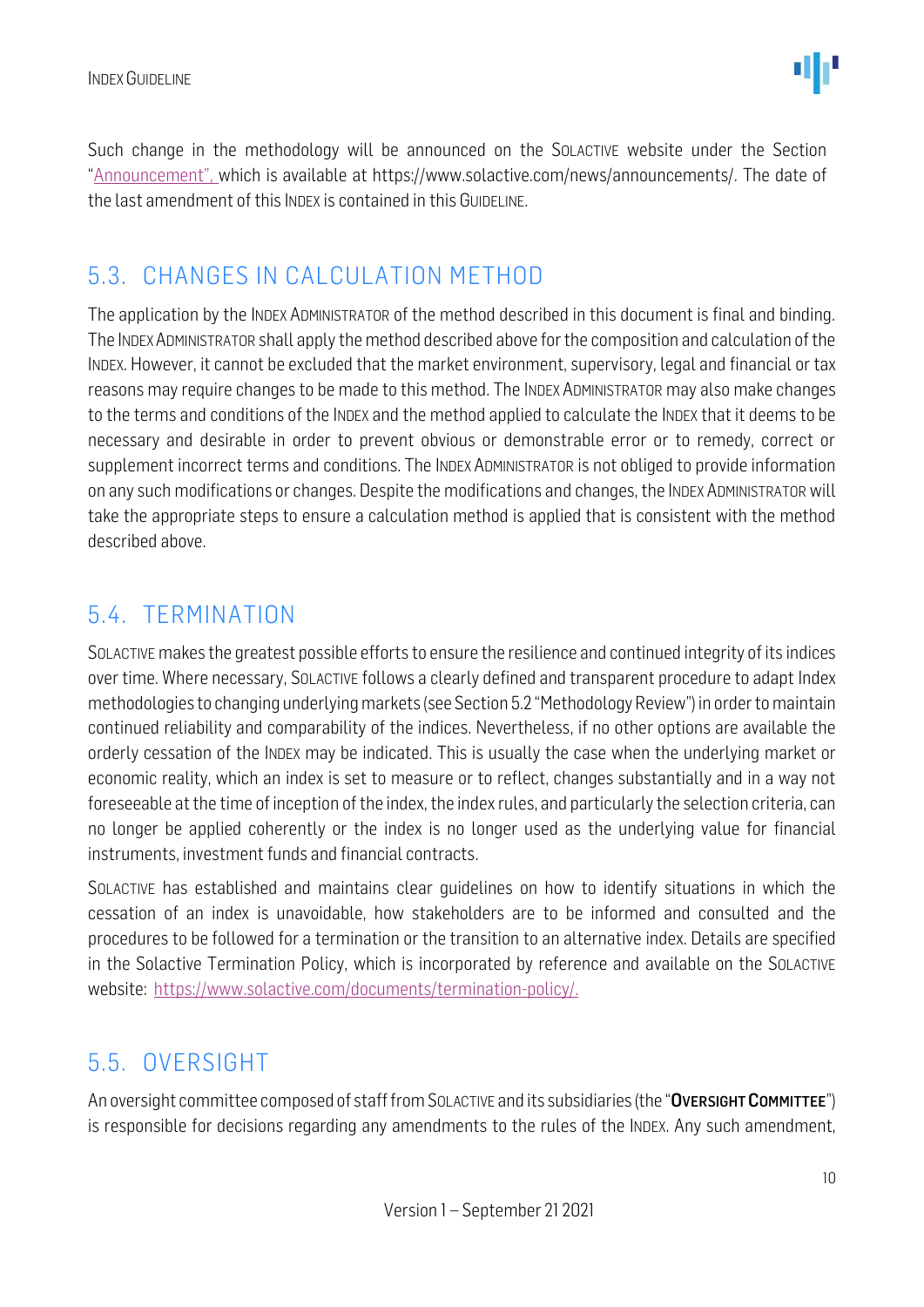Such change in the methodology will be announced on the SOLACTIVE website under the Section "Announcement", which is available at https://www.solactive.com/news/announcements/. The date of the last amendment of this INDEX is contained in this GUIDELINE.

## 5.3. CHANGES IN CALCULATION METHOD

The application by the INDEX ADMINISTRATOR of the method described in this document is final and binding. The INDEX ADMINISTRATOR shall apply the method described above for the composition and calculation of the INDEX. However, it cannot be excluded that the market environment, supervisory, legal and financial or tax reasons may require changes to be made to this method. The INDEX ADMINISTRATOR may also make changes to the terms and conditions of the INDEX and the method applied to calculate the INDEX that it deems to be necessary and desirable in order to prevent obvious or demonstrable error or to remedy, correct or supplement incorrect terms and conditions. The INDEX ADMINISTRATOR is not obliged to provide information on any such modifications or changes. Despite the modifications and changes, the INDEX ADMINISTRATOR will take the appropriate steps to ensure a calculation method is applied that is consistent with the method described above.

## 5.4. TERMINATION

SOLACTIVE makes the greatest possible efforts to ensure the resilience and continued integrity of its indices over time. Where necessary, SOLACTIVE follows a clearly defined and transparent procedure to adapt Index methodologies to changing underlying markets (see Section 5.2 "Methodology Review") in order to maintain continued reliability and comparability of the indices. Nevertheless, if no other options are available the orderly cessation of the INDEX may be indicated. This is usually the case when the underlying market or economic reality, which an index is set to measure or to reflect, changes substantially and in a way not foreseeable at the time of inception of the index, the index rules, and particularly the selection criteria, can no longer be applied coherently or the index is no longer used as the underlying value for financial instruments, investment funds and financial contracts.

SOLACTIVE has established and maintains clear guidelines on how to identify situations in which the cessation of an index is unavoidable, how stakeholders are to be informed and consulted and the procedures to be followed for a termination or the transition to an alternative index. Details are specified in the Solactive Termination Policy, which is incorporated by reference and available on the SOLACTIVE website: https://www.solactive.com/documents/termination-policy/.

## 5.5. OVERSIGHT

An oversight committee composed of staff from SOLACTIVE and its subsidiaries (the "**OVERSIGHT COMMITTEE**") is responsible for decisions regarding any amendments to the rules of the INDEX. Any such amendment,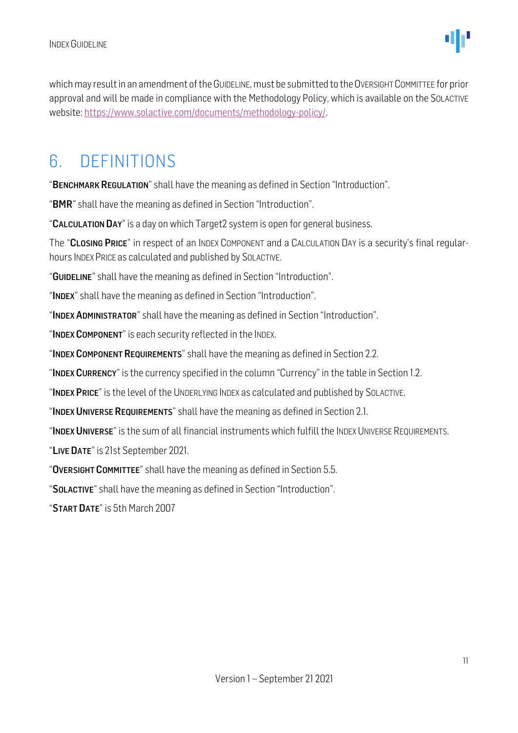which may result in an amendment of the GUIDELINE, must be submitted to the OVERSIGHT COMMITTEE for prior approval and will be made in compliance with the Methodology Policy, which is available on the SOLACTIVE website: https://www.solactive.com/documents/methodology-policy/.

# 6. DEFINITIONS

"**BENCHMARK REGULATION**" shall have the meaning as defined in Section "Introduction".

"**BMR**" shall have the meaning as defined in Section "Introduction".

"**CALCULATION DAY**" is a day on which Target2 system is open for general business.

The "**CLOSING PRICE**" in respect of an INDEX COMPONENT and a CALCULATION DAY is a security's final regular-hours INDEX PRICE as calculated and published by SOLACTIVE.

"**GUIDELINE**" shall have the meaning as defined in Section "Introduction".

"**INDEX**" shall have the meaning as defined in Section "Introduction".

"**INDEX ADMINISTRATOR**" shall have the meaning as defined in Section "Introduction".

"**INDEX COMPONENT**" is each security reflected in the INDEX.

"**INDEX COMPONENT REQUIREMENTS**" shall have the meaning as defined in Section 2.2.

"**INDEX CURRENCY**" is the currency specified in the column "Currency" in the table in Section 1.2.

"**INDEX PRICE**" is the level of the UNDERLYING INDEX as calculated and published by SOLACTIVE.

"**INDEX UNIVERSE REQUIREMENTS**" shall have the meaning as defined in Section 2.1.

"**INDEX UNIVERSE**" is the sum of all financial instruments which fulfill the INDEX UNIVERSE REQUIREMENTS.

"**LIVE DATE**" is 21st September 2021.

"**OVERSIGHT COMMITTEE**" shall have the meaning as defined in Section 5.5.

"**SOLACTIVE**" shall have the meaning as defined in Section "Introduction".

"**START DATE**" is 5th March 2007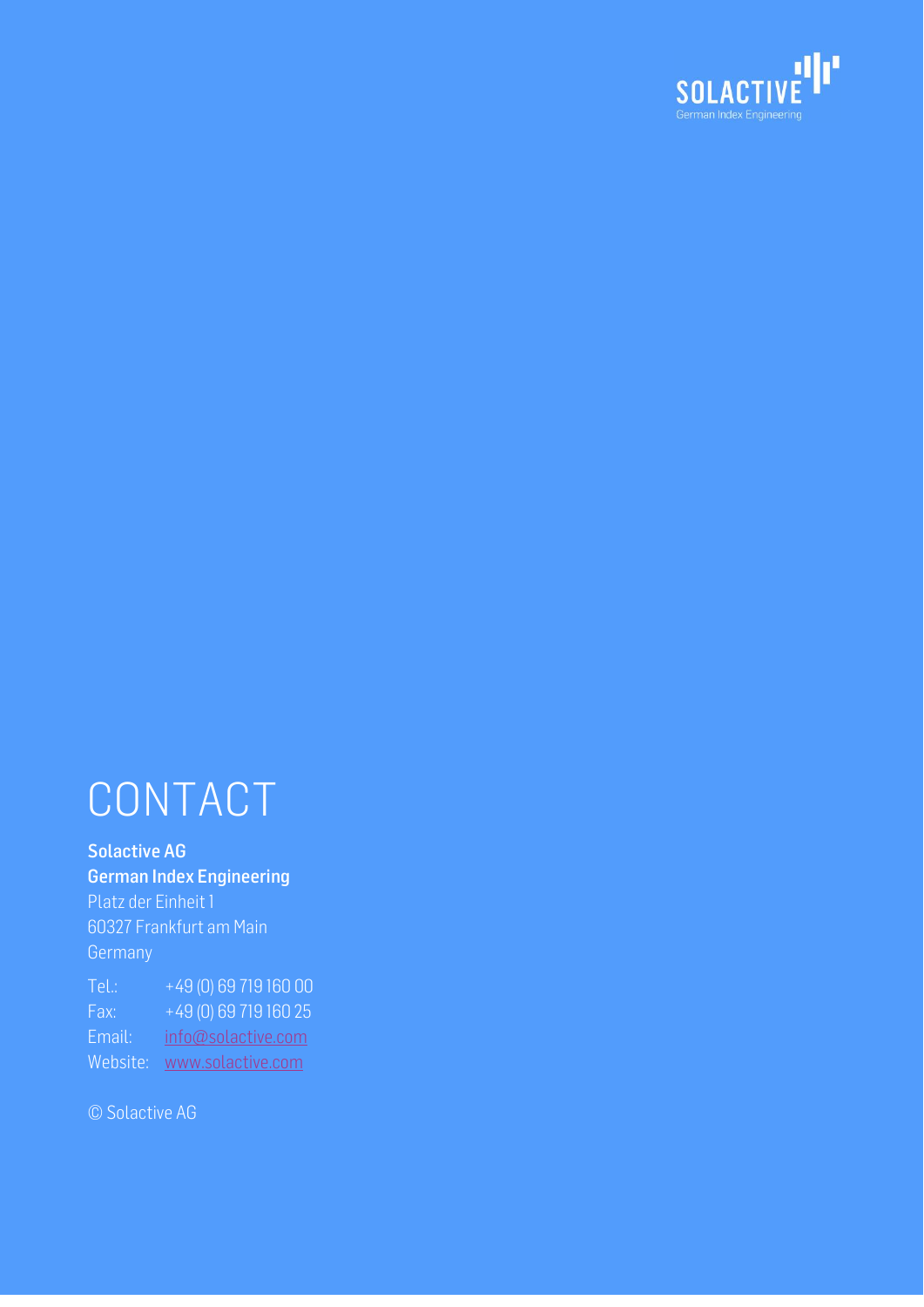# CONTACT

**Solactive AG**
**German Index Engineering**
Platz der Einheit 1
60327 Frankfurt am Main
Germany

Tel.: +49 (0) 69 719 160 00
Fax: +49 (0) 69 719 160 25
Email: info@solactive.com
Website: www.solactive.com

© Solactive AG